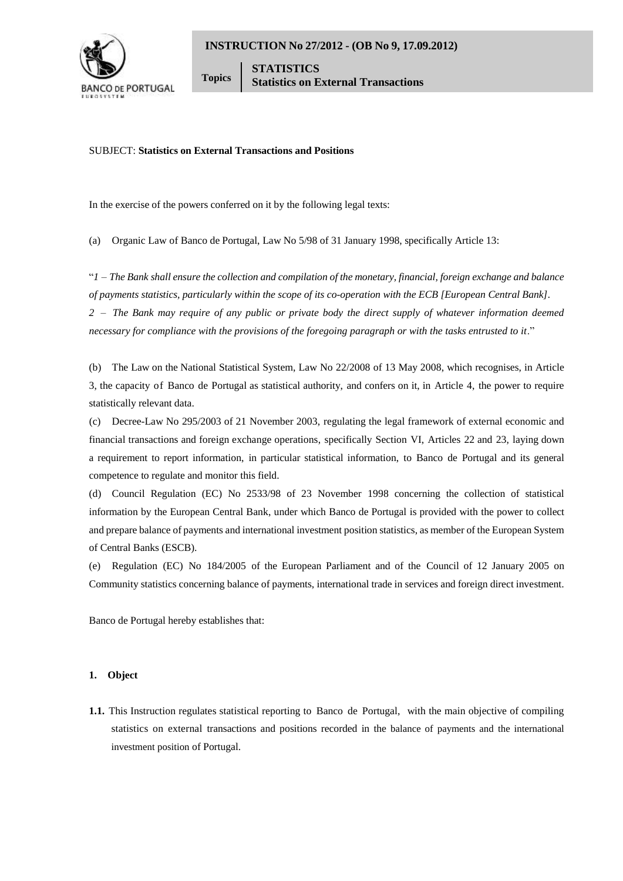**INSTRUCTION No 27/2012 - (OB No 9, 17.09.2012)**

Topics | **STATISTICS**
**Statistics on External Transactions**

SUBJECT: **Statistics on External Transactions and Positions**

In the exercise of the powers conferred on it by the following legal texts:

(a) Organic Law of Banco de Portugal, Law No 5/98 of 31 January 1998, specifically Article 13:

"*1 – The Bank shall ensure the collection and compilation of the monetary, financial, foreign exchange and balance of payments statistics, particularly within the scope of its co-operation with the ECB [European Central Bank].*
*2 – The Bank may require of any public or private body the direct supply of whatever information deemed necessary for compliance with the provisions of the foregoing paragraph or with the tasks entrusted to it*."

(b) The Law on the National Statistical System, Law No 22/2008 of 13 May 2008, which recognises, in Article 3, the capacity of Banco de Portugal as statistical authority, and confers on it, in Article 4, the power to require statistically relevant data.

(c) Decree-Law No 295/2003 of 21 November 2003, regulating the legal framework of external economic and financial transactions and foreign exchange operations, specifically Section VI, Articles 22 and 23, laying down a requirement to report information, in particular statistical information, to Banco de Portugal and its general competence to regulate and monitor this field.

(d) Council Regulation (EC) No 2533/98 of 23 November 1998 concerning the collection of statistical information by the European Central Bank, under which Banco de Portugal is provided with the power to collect and prepare balance of payments and international investment position statistics, as member of the European System of Central Banks (ESCB).

(e) Regulation (EC) No 184/2005 of the European Parliament and of the Council of 12 January 2005 on Community statistics concerning balance of payments, international trade in services and foreign direct investment.

Banco de Portugal hereby establishes that:

**1. Object**

**1.1.** This Instruction regulates statistical reporting to Banco de Portugal, with the main objective of compiling statistics on external transactions and positions recorded in the balance of payments and the international investment position of Portugal.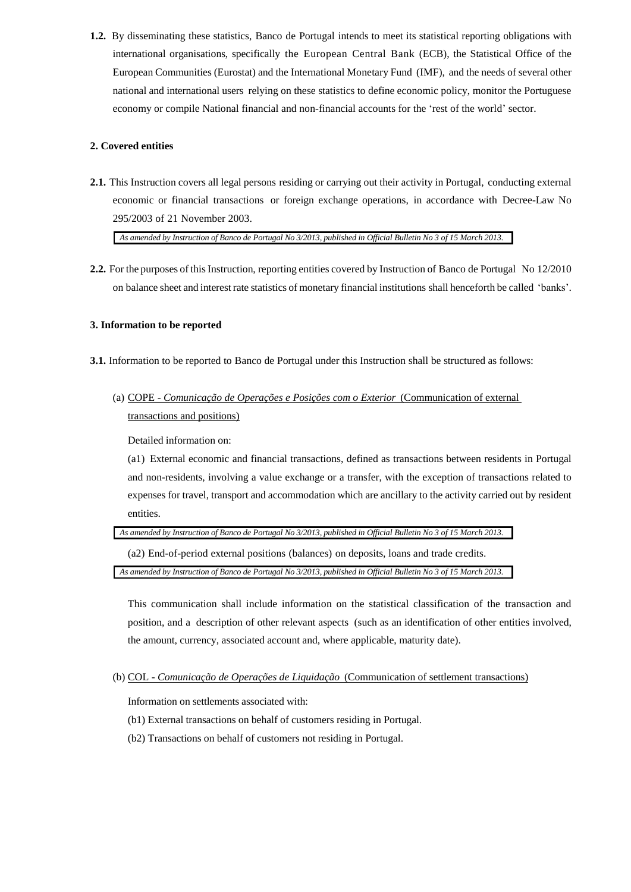**1.2.** By disseminating these statistics, Banco de Portugal intends to meet its statistical reporting obligations with international organisations, specifically the European Central Bank (ECB), the Statistical Office of the European Communities (Eurostat) and the International Monetary Fund (IMF), and the needs of several other national and international users relying on these statistics to define economic policy, monitor the Portuguese economy or compile National financial and non-financial accounts for the 'rest of the world' sector.

**2. Covered entities**

**2.1.** This Instruction covers all legal persons residing or carrying out their activity in Portugal, conducting external economic or financial transactions or foreign exchange operations, in accordance with Decree-Law No 295/2003 of 21 November 2003.

*As amended by Instruction of Banco de Portugal No 3/2013, published in Official Bulletin No 3 of 15 March 2013.*

**2.2.** For the purposes of this Instruction, reporting entities covered by Instruction of Banco de Portugal No 12/2010 on balance sheet and interest rate statistics of monetary financial institutions shall henceforth be called 'banks'.

**3. Information to be reported**

**3.1.** Information to be reported to Banco de Portugal under this Instruction shall be structured as follows:

(a) COPE - *Comunicação de Operações e Posições com o Exterior* (Communication of external transactions and positions)

Detailed information on:

(a1) External economic and financial transactions, defined as transactions between residents in Portugal and non-residents, involving a value exchange or a transfer, with the exception of transactions related to expenses for travel, transport and accommodation which are ancillary to the activity carried out by resident entities.

*As amended by Instruction of Banco de Portugal No 3/2013, published in Official Bulletin No 3 of 15 March 2013.*

(a2) End-of-period external positions (balances) on deposits, loans and trade credits.

*As amended by Instruction of Banco de Portugal No 3/2013, published in Official Bulletin No 3 of 15 March 2013.*

This communication shall include information on the statistical classification of the transaction and position, and a description of other relevant aspects (such as an identification of other entities involved, the amount, currency, associated account and, where applicable, maturity date).

(b) COL - *Comunicação de Operações de Liquidação* (Communication of settlement transactions)

Information on settlements associated with:

(b1) External transactions on behalf of customers residing in Portugal.

(b2) Transactions on behalf of customers not residing in Portugal.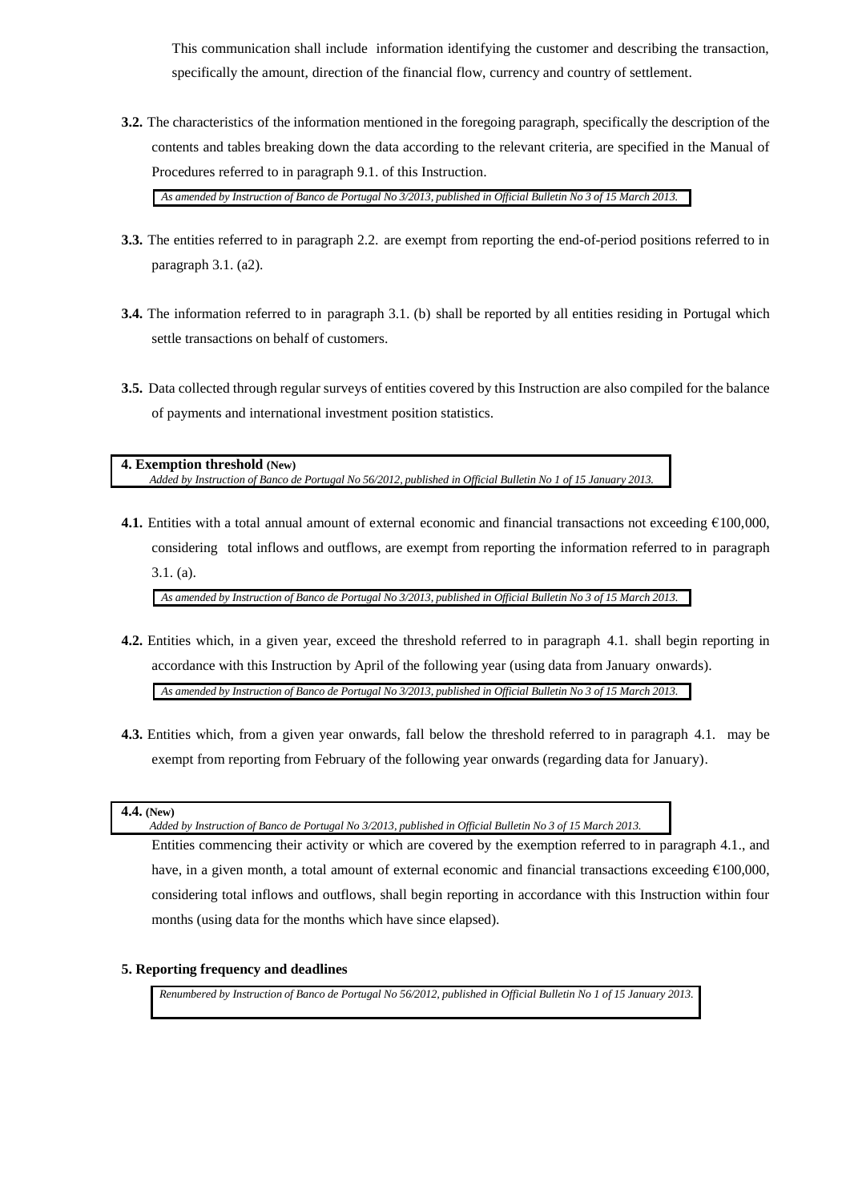This communication shall include information identifying the customer and describing the transaction, specifically the amount, direction of the financial flow, currency and country of settlement.

**3.2.** The characteristics of the information mentioned in the foregoing paragraph, specifically the description of the contents and tables breaking down the data according to the relevant criteria, are specified in the Manual of Procedures referred to in paragraph 9.1. of this Instruction.

*As amended by Instruction of Banco de Portugal No 3/2013, published in Official Bulletin No 3 of 15 March 2013.*

**3.3.** The entities referred to in paragraph 2.2. are exempt from reporting the end-of-period positions referred to in paragraph 3.1. (a2).

**3.4.** The information referred to in paragraph 3.1. (b) shall be reported by all entities residing in Portugal which settle transactions on behalf of customers.

**3.5.** Data collected through regular surveys of entities covered by this Instruction are also compiled for the balance of payments and international investment position statistics.

**4. Exemption threshold (New)**

*Added by Instruction of Banco de Portugal No 56/2012, published in Official Bulletin No 1 of 15 January 2013.*

**4.1.** Entities with a total annual amount of external economic and financial transactions not exceeding €100,000, considering total inflows and outflows, are exempt from reporting the information referred to in paragraph 3.1. (a).

*As amended by Instruction of Banco de Portugal No 3/2013, published in Official Bulletin No 3 of 15 March 2013.*

**4.2.** Entities which, in a given year, exceed the threshold referred to in paragraph 4.1. shall begin reporting in accordance with this Instruction by April of the following year (using data from January onwards).

*As amended by Instruction of Banco de Portugal No 3/2013, published in Official Bulletin No 3 of 15 March 2013.*

**4.3.** Entities which, from a given year onwards, fall below the threshold referred to in paragraph 4.1. may be exempt from reporting from February of the following year onwards (regarding data for January).

**4.4. (New)**

*Added by Instruction of Banco de Portugal No 3/2013, published in Official Bulletin No 3 of 15 March 2013.*

Entities commencing their activity or which are covered by the exemption referred to in paragraph 4.1., and have, in a given month, a total amount of external economic and financial transactions exceeding €100,000, considering total inflows and outflows, shall begin reporting in accordance with this Instruction within four months (using data for the months which have since elapsed).

**5. Reporting frequency and deadlines**

*Renumbered by Instruction of Banco de Portugal No 56/2012, published in Official Bulletin No 1 of 15 January 2013.*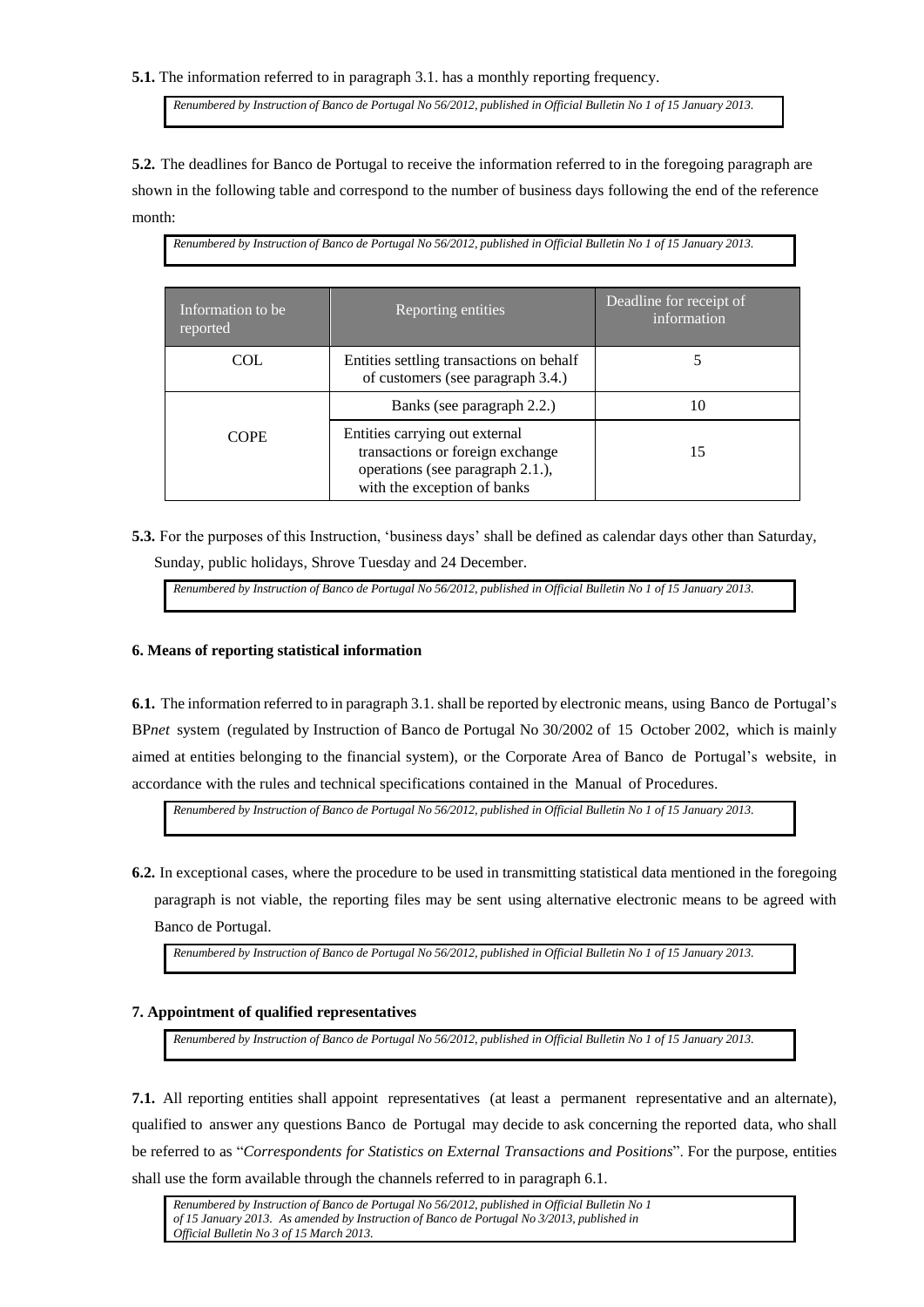**5.1.** The information referred to in paragraph 3.1. has a monthly reporting frequency.

*Renumbered by Instruction of Banco de Portugal No 56/2012, published in Official Bulletin No 1 of 15 January 2013.*

**5.2.** The deadlines for Banco de Portugal to receive the information referred to in the foregoing paragraph are shown in the following table and correspond to the number of business days following the end of the reference month:

*Renumbered by Instruction of Banco de Portugal No 56/2012, published in Official Bulletin No 1 of 15 January 2013.*

| Information to be reported | Reporting entities | Deadline for receipt of information |
|---|---|---|
| COL | Entities settling transactions on behalf of customers (see paragraph 3.4.) | 5 |
| COPE | Banks (see paragraph 2.2.) | 10 |
| | Entities carrying out external transactions or foreign exchange operations (see paragraph 2.1.), with the exception of banks | 15 |

**5.3.** For the purposes of this Instruction, 'business days' shall be defined as calendar days other than Saturday, Sunday, public holidays, Shrove Tuesday and 24 December.

*Renumbered by Instruction of Banco de Portugal No 56/2012, published in Official Bulletin No 1 of 15 January 2013.*

**6. Means of reporting statistical information**

**6.1.** The information referred to in paragraph 3.1. shall be reported by electronic means, using Banco de Portugal's BP*net* system (regulated by Instruction of Banco de Portugal No 30/2002 of 15 October 2002, which is mainly aimed at entities belonging to the financial system), or the Corporate Area of Banco de Portugal's website, in accordance with the rules and technical specifications contained in the Manual of Procedures.

*Renumbered by Instruction of Banco de Portugal No 56/2012, published in Official Bulletin No 1 of 15 January 2013.*

**6.2.** In exceptional cases, where the procedure to be used in transmitting statistical data mentioned in the foregoing paragraph is not viable, the reporting files may be sent using alternative electronic means to be agreed with Banco de Portugal.

*Renumbered by Instruction of Banco de Portugal No 56/2012, published in Official Bulletin No 1 of 15 January 2013.*

**7. Appointment of qualified representatives**

*Renumbered by Instruction of Banco de Portugal No 56/2012, published in Official Bulletin No 1 of 15 January 2013.*

**7.1.** All reporting entities shall appoint representatives (at least a permanent representative and an alternate), qualified to answer any questions Banco de Portugal may decide to ask concerning the reported data, who shall be referred to as "*Correspondents for Statistics on External Transactions and Positions*". For the purpose, entities shall use the form available through the channels referred to in paragraph 6.1.

*Renumbered by Instruction of Banco de Portugal No 56/2012, published in Official Bulletin No 1 of 15 January 2013. As amended by Instruction of Banco de Portugal No 3/2013, published in Official Bulletin No 3 of 15 March 2013.*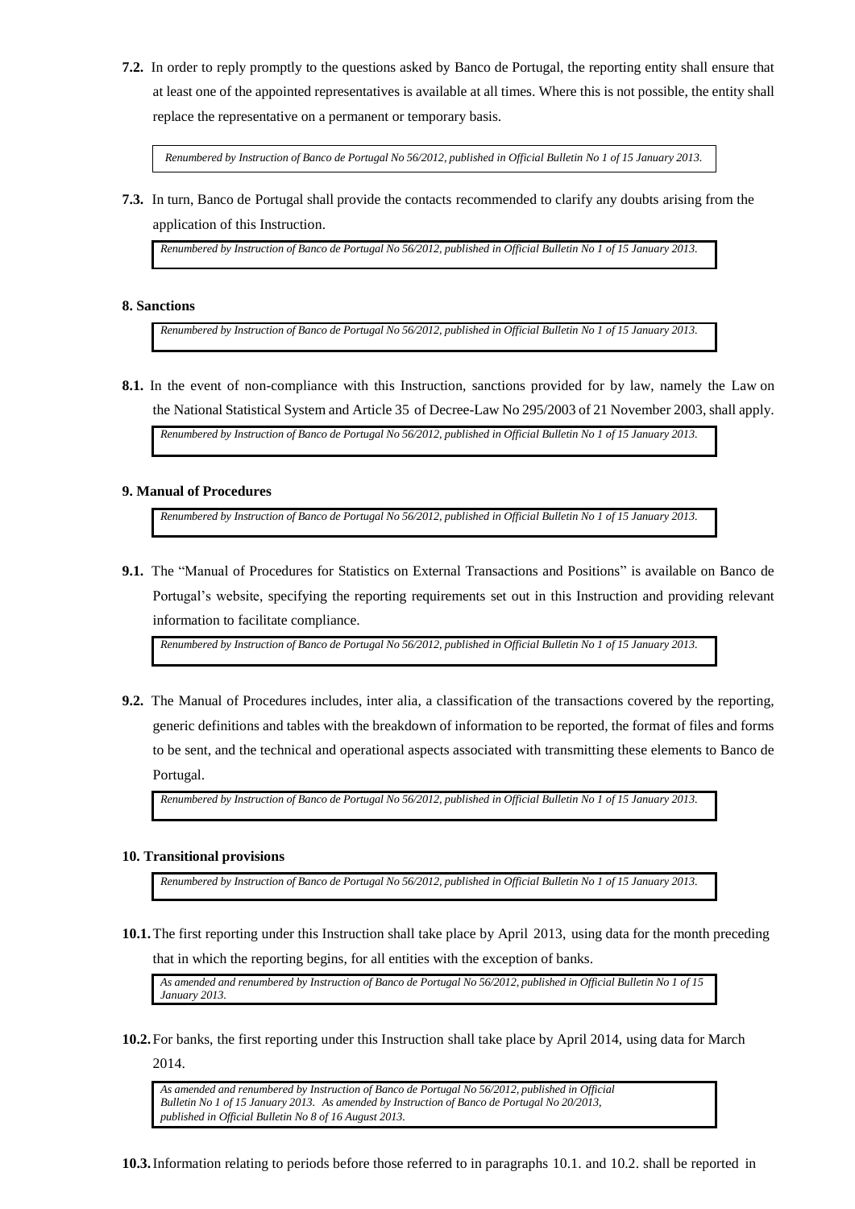**7.2.** In order to reply promptly to the questions asked by Banco de Portugal, the reporting entity shall ensure that at least one of the appointed representatives is available at all times. Where this is not possible, the entity shall replace the representative on a permanent or temporary basis.

*Renumbered by Instruction of Banco de Portugal No 56/2012, published in Official Bulletin No 1 of 15 January 2013.*

**7.3.** In turn, Banco de Portugal shall provide the contacts recommended to clarify any doubts arising from the application of this Instruction.

*Renumbered by Instruction of Banco de Portugal No 56/2012, published in Official Bulletin No 1 of 15 January 2013.*

**8. Sanctions**

*Renumbered by Instruction of Banco de Portugal No 56/2012, published in Official Bulletin No 1 of 15 January 2013.*

**8.1.** In the event of non-compliance with this Instruction, sanctions provided for by law, namely the Law on the National Statistical System and Article 35 of Decree-Law No 295/2003 of 21 November 2003, shall apply.

*Renumbered by Instruction of Banco de Portugal No 56/2012, published in Official Bulletin No 1 of 15 January 2013.*

**9. Manual of Procedures**

*Renumbered by Instruction of Banco de Portugal No 56/2012, published in Official Bulletin No 1 of 15 January 2013.*

**9.1.** The "Manual of Procedures for Statistics on External Transactions and Positions" is available on Banco de Portugal's website, specifying the reporting requirements set out in this Instruction and providing relevant information to facilitate compliance.

*Renumbered by Instruction of Banco de Portugal No 56/2012, published in Official Bulletin No 1 of 15 January 2013.*

**9.2.** The Manual of Procedures includes, inter alia, a classification of the transactions covered by the reporting, generic definitions and tables with the breakdown of information to be reported, the format of files and forms to be sent, and the technical and operational aspects associated with transmitting these elements to Banco de Portugal.

*Renumbered by Instruction of Banco de Portugal No 56/2012, published in Official Bulletin No 1 of 15 January 2013.*

**10. Transitional provisions**

*Renumbered by Instruction of Banco de Portugal No 56/2012, published in Official Bulletin No 1 of 15 January 2013.*

**10.1.** The first reporting under this Instruction shall take place by April 2013, using data for the month preceding that in which the reporting begins, for all entities with the exception of banks.

*As amended and renumbered by Instruction of Banco de Portugal No 56/2012, published in Official Bulletin No 1 of 15 January 2013.*

**10.2.** For banks, the first reporting under this Instruction shall take place by April 2014, using data for March 2014.

*As amended and renumbered by Instruction of Banco de Portugal No 56/2012, published in Official Bulletin No 1 of 15 January 2013. As amended by Instruction of Banco de Portugal No 20/2013, published in Official Bulletin No 8 of 16 August 2013.*

**10.3.** Information relating to periods before those referred to in paragraphs 10.1. and 10.2. shall be reported in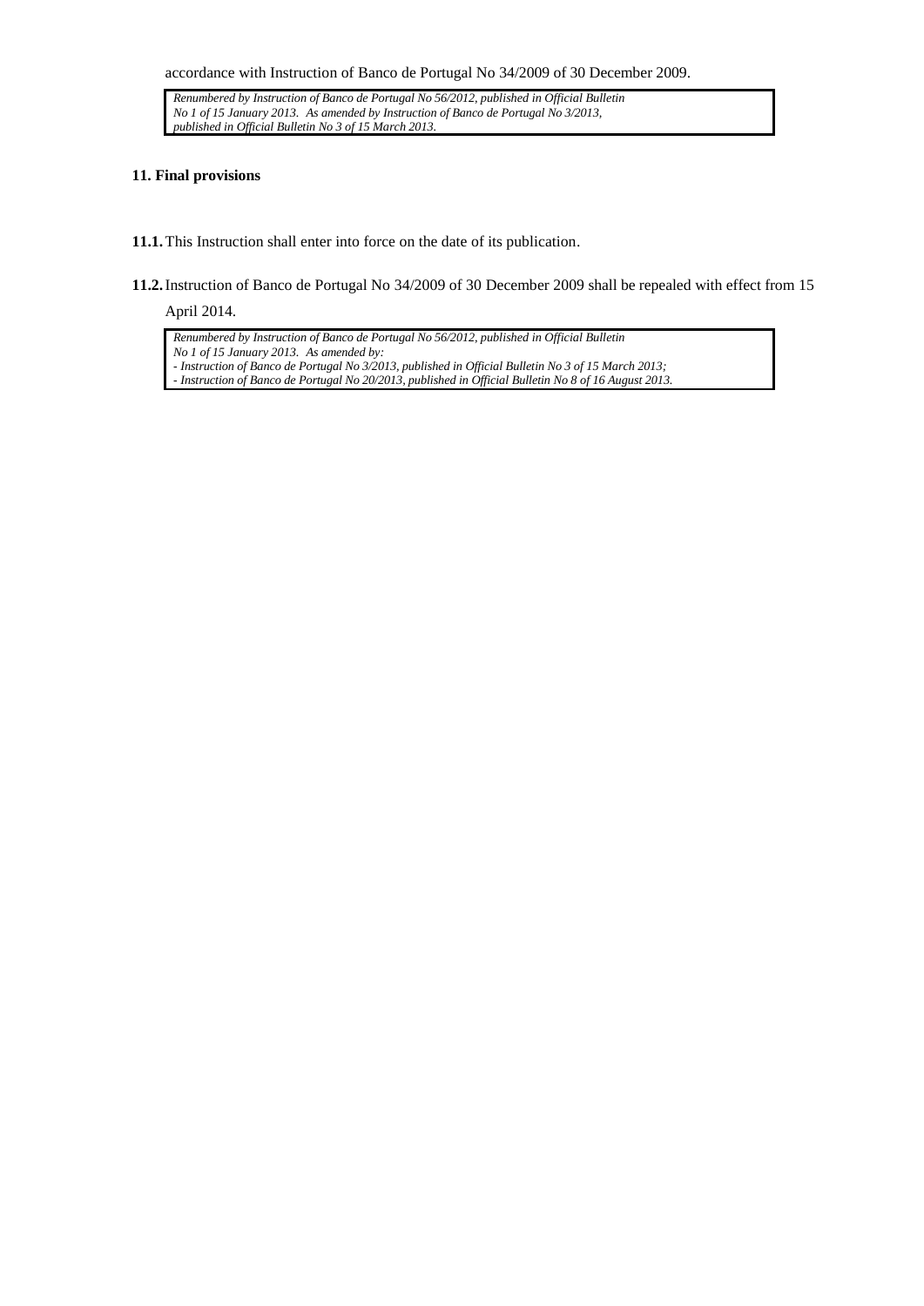accordance with Instruction of Banco de Portugal No 34/2009 of 30 December 2009.

> *Renumbered by Instruction of Banco de Portugal No 56/2012, published in Official Bulletin No 1 of 15 January 2013. As amended by Instruction of Banco de Portugal No 3/2013, published in Official Bulletin No 3 of 15 March 2013.*

**11. Final provisions**

**11.1.** This Instruction shall enter into force on the date of its publication.

**11.2.** Instruction of Banco de Portugal No 34/2009 of 30 December 2009 shall be repealed with effect from 15 April 2014.

> *Renumbered by Instruction of Banco de Portugal No 56/2012, published in Official Bulletin No 1 of 15 January 2013. As amended by:*
> *- Instruction of Banco de Portugal No 3/2013, published in Official Bulletin No 3 of 15 March 2013;*
> *- Instruction of Banco de Portugal No 20/2013, published in Official Bulletin No 8 of 16 August 2013.*